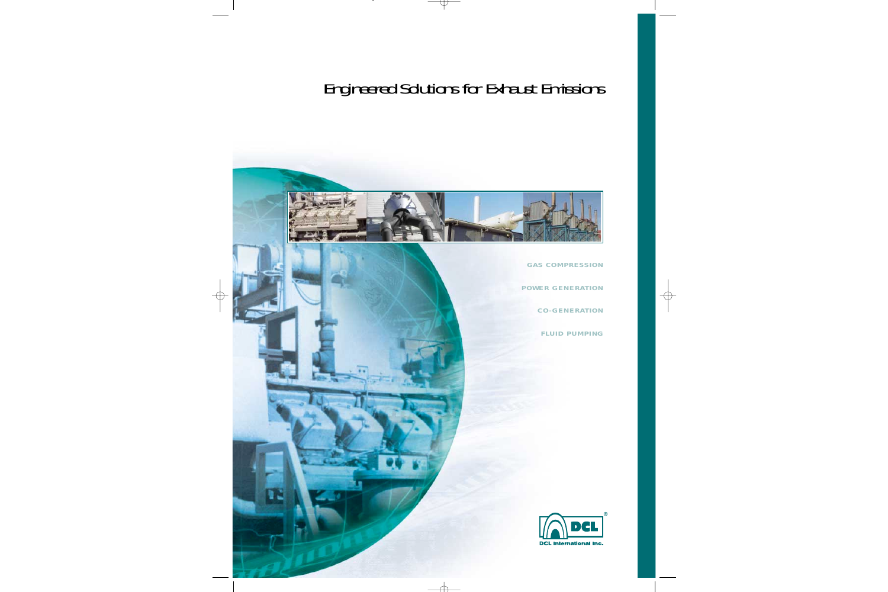# Engineered Solutions for Exhaust Emissions

GAS COMPRESSION

POWER GENERATION

CO-GENERATION

FLUID PUMPING

DCL®

DCL International Inc.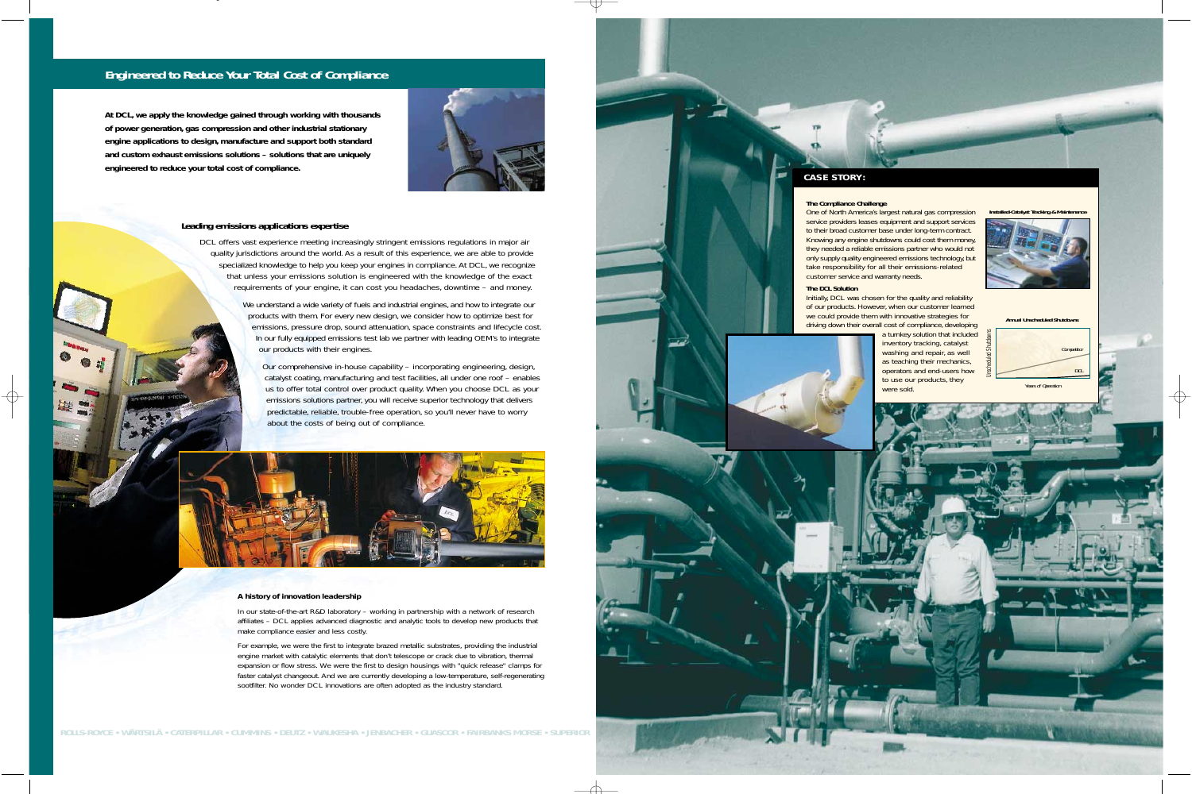# Engineered to Reduce Your Total Cost of Compliance

**At DCL, we apply the knowledge gained through working with thousands of power generation, gas compression and other industrial stationary engine applications to design, manufacture and support both standard and custom exhaust emissions solutions – solutions that are uniquely engineered to reduce your total cost of compliance.**

## Leading emissions applications expertise

DCL offers vast experience meeting increasingly stringent emissions regulations in major air quality jurisdictions around the world. As a result of this experience, we are able to provide specialized knowledge to help you keep your engines in compliance. At DCL, we recognize that unless your emissions solution is engineered with the knowledge of the exact requirements of your engine, it can cost you headaches, downtime – and money.

We understand a wide variety of fuels and industrial engines, and how to integrate our products with them. For every new design, we consider how to optimize best for emissions, pressure drop, sound attenuation, space constraints and lifecycle cost. In our fully equipped emissions test lab we partner with leading OEM's to integrate our products with their engines.

Our comprehensive in-house capability – incorporating engineering, design, catalyst coating, manufacturing and test facilities, all under one roof – enables us to offer total control over product quality. When you choose DCL as your emissions solutions partner, you will receive superior technology that delivers predictable, reliable, trouble-free operation, so you'll never have to worry about the costs of being out of compliance.

## A history of innovation leadership

In our state-of-the-art R&D laboratory – working in partnership with a network of research affiliates – DCL applies advanced diagnostic and analytic tools to develop new products that make compliance easier and less costly.

For example, we were the first to integrate brazed metallic substrates, providing the industrial engine market with catalytic elements that don't telescope or crack due to vibration, thermal expansion or flow stress. We were the first to design housings with "quick release" clamps for faster catalyst changeout. And we are currently developing a low-temperature, self-regenerating sootfilter. No wonder DCL innovations are often adopted as the industry standard.

ROLLS-ROYCE • WÄRTSILÄ • CATERPILLAR • CUMMINS • DEUTZ • WAUKESHA • JENBACHER • GUASCOR • FAIRBANKS MORSE • SUPERIOR

## CASE STORY:

### The Compliance Challenge

One of North America's largest natural gas compression service providers leases equipment and support services to their broad customer base under long-term contract. Knowing any engine shutdowns could cost them money, they needed a reliable emissions partner who would not only supply quality engineered emissions technology, but take responsibility for all their emissions-related customer service and warranty needs.

### The DCL Solution

Initially, DCL was chosen for the quality and reliability of our products. However, when our customer learned we could provide them with innovative strategies for driving down their overall cost of compliance, developing a turnkey solution that included inventory tracking, catalyst washing and repair, as well as teaching their mechanics, operators and end-users how to use our products, they were sold.

Installed-Catalyst Tracking & Maintenance

Annual Unscheduled Shutdowns

Unscheduled Shutdowns

Competitor

DCL

Years of Operation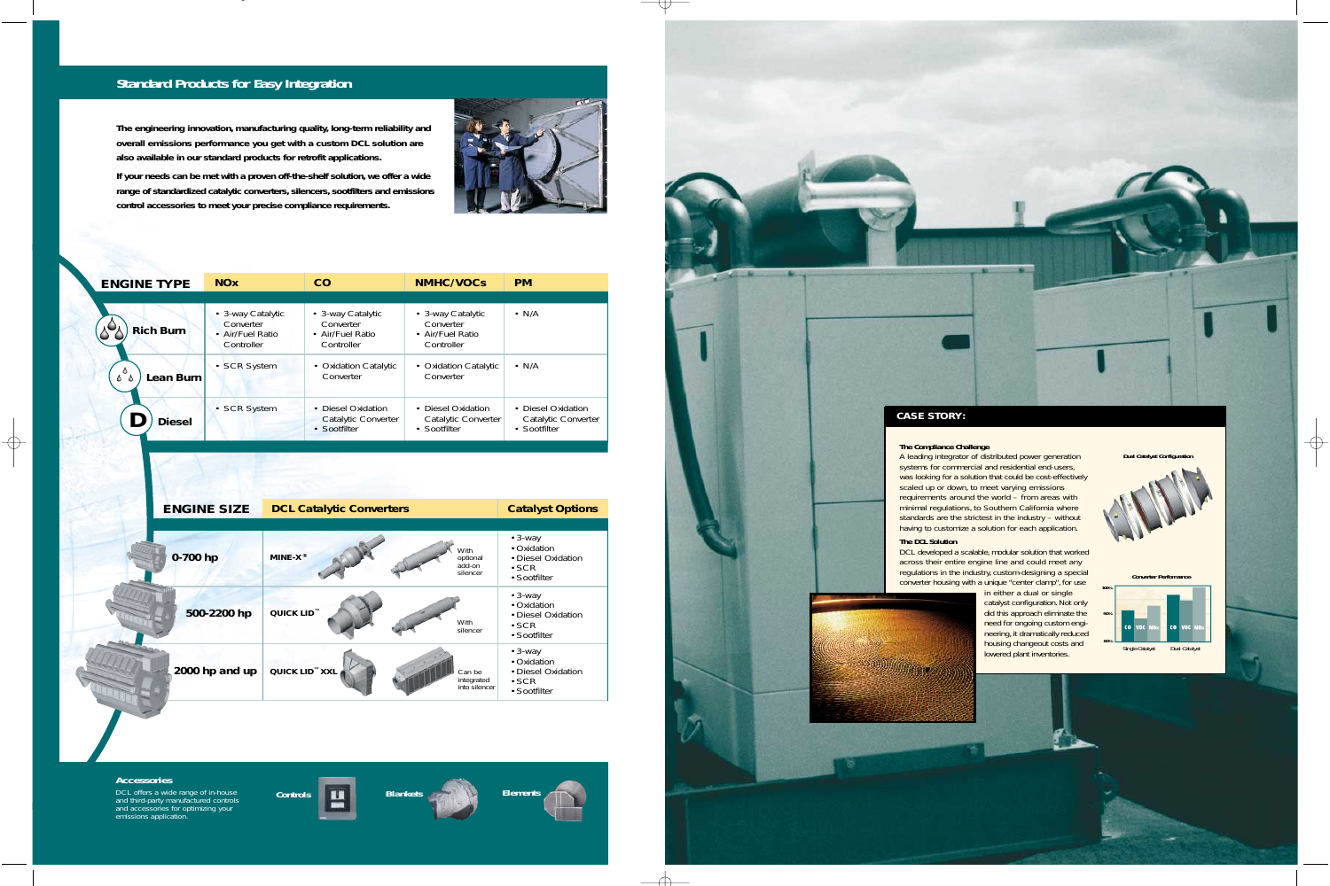## Standard Products for Easy Integration

**The engineering innovation, manufacturing quality, long-term reliability and overall emissions performance you get with a custom DCL solution are also available in our standard products for retrofit applications.**

**If your needs can be met with a proven off-the-shelf solution, we offer a wide range of standardized catalytic converters, silencers, sootfilters and emissions control accessories to meet your precise compliance requirements.**

| ENGINE TYPE | NOx | CO | NMHC/VOCs | PM |
|---|---|---|---|---|
| Rich Burn | • 3-way Catalytic Converter<br>• Air/Fuel Ratio Controller | • 3-way Catalytic Converter<br>• Air/Fuel Ratio Controller | • 3-way Catalytic Converter<br>• Air/Fuel Ratio Controller | • N/A |
| Lean Burn | • SCR System | • Oxidation Catalytic Converter | • Oxidation Catalytic Converter | • N/A |
| Diesel | • SCR System | • Diesel Oxidation Catalytic Converter<br>• Sootfilter | • Diesel Oxidation Catalytic Converter<br>• Sootfilter | • Diesel Oxidation Catalytic Converter<br>• Sootfilter |

| ENGINE SIZE | DCL Catalytic Converters | | Catalyst Options |
|---|---|---|---|
| 0-700 hp | MINE-X® | With optional add-on silencer | • 3-way<br>• Oxidation<br>• Diesel Oxidation<br>• SCR<br>• Sootfilter |
| 500-2200 hp | QUICK LID™ | With silencer | • 3-way<br>• Oxidation<br>• Diesel Oxidation<br>• SCR<br>• Sootfilter |
| 2000 hp and up | QUICK LID™ XXL | Can be integrated into silencer | • 3-way<br>• Oxidation<br>• Diesel Oxidation<br>• SCR<br>• Sootfilter |

### Accessories

DCL offers a wide range of in-house and third-party manufactured controls and accessories for optimizing your emissions application.

Controls

Blankets

Elements

## CASE STORY:

**The Compliance Challenge**

A leading integrator of distributed power generation systems for commercial and residential end-users, was looking for a solution that could be cost-effectively scaled up or down, to meet varying emissions requirements around the world – from areas with minimal regulations, to Southern California where standards are the strictest in the industry – without having to customize a solution for each application.

**The DCL Solution**

DCL developed a scalable, modular solution that worked across their entire engine line and could meet any regulations in the industry, custom-designing a special converter housing with a unique "center clamp", for use in either a dual or single catalyst configuration. Not only did this approach eliminate the need for ongoing custom engineering, it dramatically reduced housing changeout costs and lowered plant inventories.

Dual Catalyst Configuration

Converter Performance

100%

90%

80%

CO VOC NOx CO VOC NOx

Single Catalyst Dual Catalyst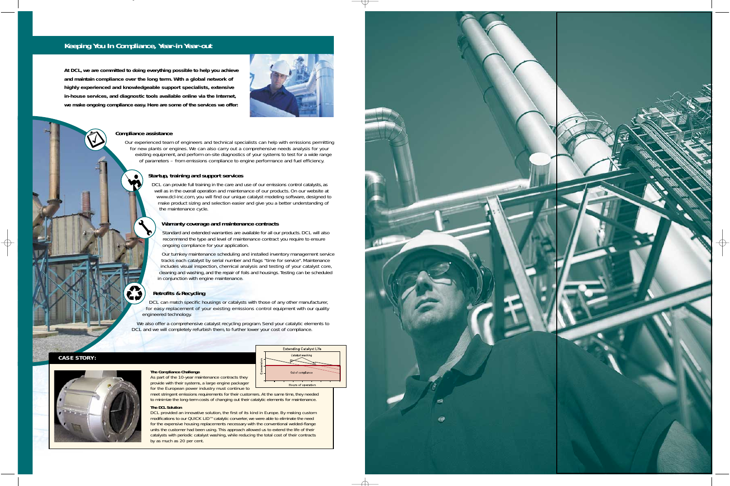## Keeping You In Compliance, Year-in Year-out

**At DCL, we are committed to doing everything possible to help you achieve and maintain compliance over the long term. With a global network of highly experienced and knowledgeable support specialists, extensive in-house services, and diagnostic tools available online via the Internet, we make ongoing compliance easy. Here are some of the services we offer:**

### Compliance assistance

Our experienced team of engineers and technical specialists can help with emissions permitting for new plants or engines. We can also carry out a comprehensive needs analysis for your existing equipment, and perform on-site diagnostics of your systems to test for a wide range of parameters – from emissions compliance to engine performance and fuel efficiency.

### Startup, training and support services

DCL can provide full training in the care and use of our emissions control catalysts, as well as in the overall operation and maintenance of our products. On our website at www.dcl-inc.com, you will find our unique catalyst modeling software, designed to make product sizing and selection easier and give you a better understanding of the maintenance cycle.

### Warranty coverage and maintenance contracts

Standard and extended warranties are available for all our products. DCL will also recommend the type and level of maintenance contract you require to ensure ongoing compliance for your application.

Our turnkey maintenance scheduling and installed inventory management service tracks each catalyst by serial number and flags "time for service". Maintenance includes visual inspection, chemical analysis and testing of your catalyst core, cleaning and washing, and the repair of foils and housings. Testing can be scheduled in conjunction with engine maintenance.

### Retrofits & Recycling

DCL can match specific housings or catalysts with those of any other manufacturer, for easy replacement of your existing emissions control equipment with our quality engineered technology.

We also offer a comprehensive catalyst recycling program. Send your catalytic elements to DCL and we will completely refurbish them, to further lower your cost of compliance.

## CASE STORY:

Extending Catalyst Life

Catalyst washing

Out of compliance

Conversion

Hours of operation

**The Compliance Challenge**

As part of the 10-year maintenance contracts they provide with their systems, a large engine packager for the European power industry must continue to meet stringent emissions requirements for their customers. At the same time, they needed to minimize the long-term costs of changing out their catalytic elements for maintenance.

**The DCL Solution**

DCL provided an innovative solution, the first of its kind in Europe. By making custom modifications to our QUICK LID™ catalytic converter, we were able to eliminate the need for the expensive housing replacements necessary with the conventional welded-flange units the customer had been using. This approach allowed us to extend the life of their catalysts with periodic catalyst washing, while reducing the total cost of their contracts by as much as 20 per cent.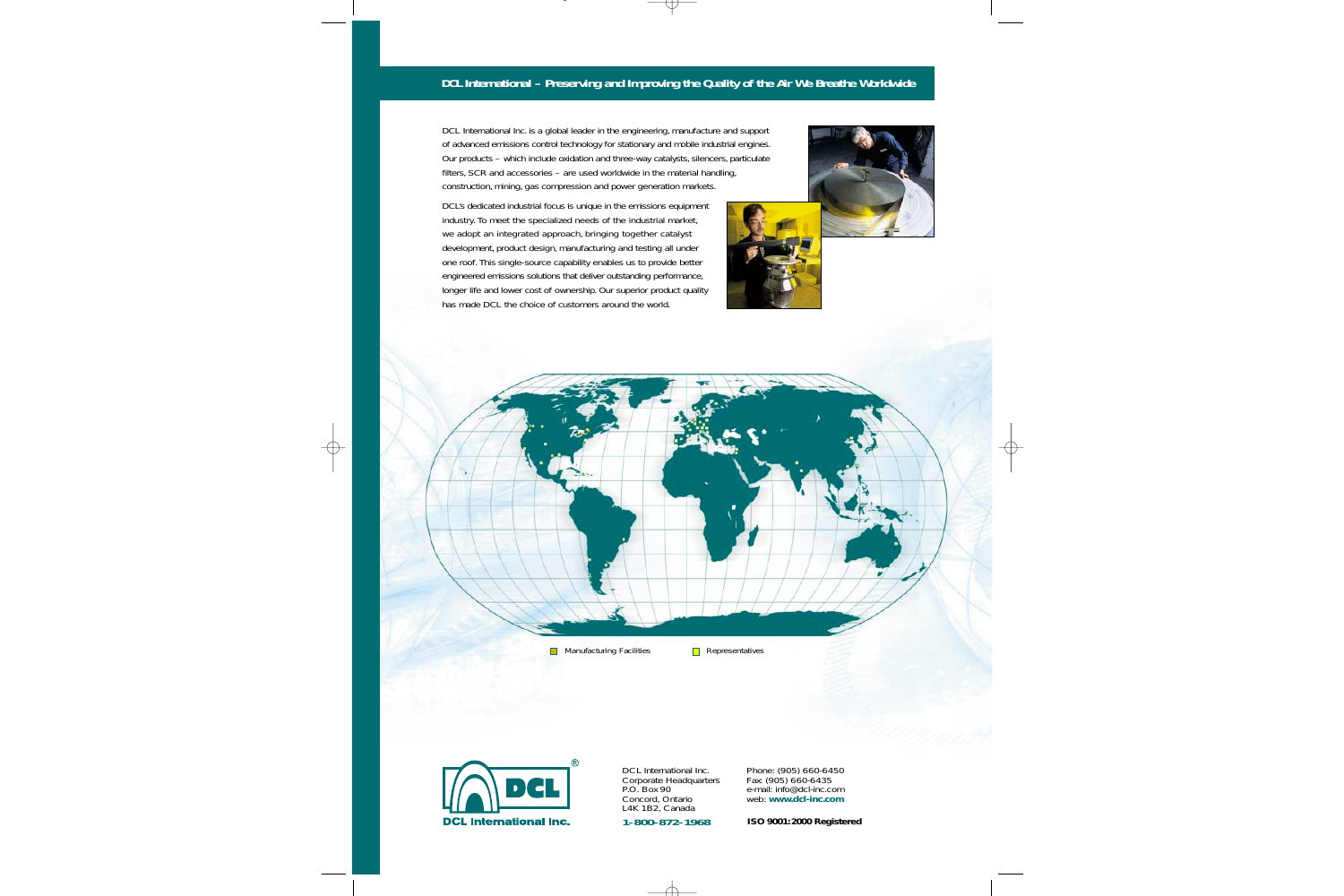## DCL International – Preserving and Improving the Quality of the Air We Breathe Worldwide

DCL International Inc. is a global leader in the engineering, manufacture and support of advanced emissions control technology for stationary and mobile industrial engines. Our products – which include oxidation and three-way catalysts, silencers, particulate filters, SCR and accessories – are used worldwide in the material handling, construction, mining, gas compression and power generation markets.

DCL's dedicated industrial focus is unique in the emissions equipment industry. To meet the specialized needs of the industrial market, we adopt an integrated approach, bringing together catalyst development, product design, manufacturing and testing all under one roof. This single-source capability enables us to provide better engineered emissions solutions that deliver outstanding performance, longer life and lower cost of ownership. Our superior product quality has made DCL the choice of customers around the world.

Manufacturing Facilities

Representatives

**DCL International Inc.**

DCL International Inc.
Corporate Headquarters
P.O. Box 90
Concord, Ontario
L4K 1B2, Canada

**1-800-872-1968**

Phone: (905) 660-6450
Fax: (905) 660-6435
e-mail: info@dcl-inc.com
web: **www.dcl-inc.com**

**ISO 9001:2000 Registered**